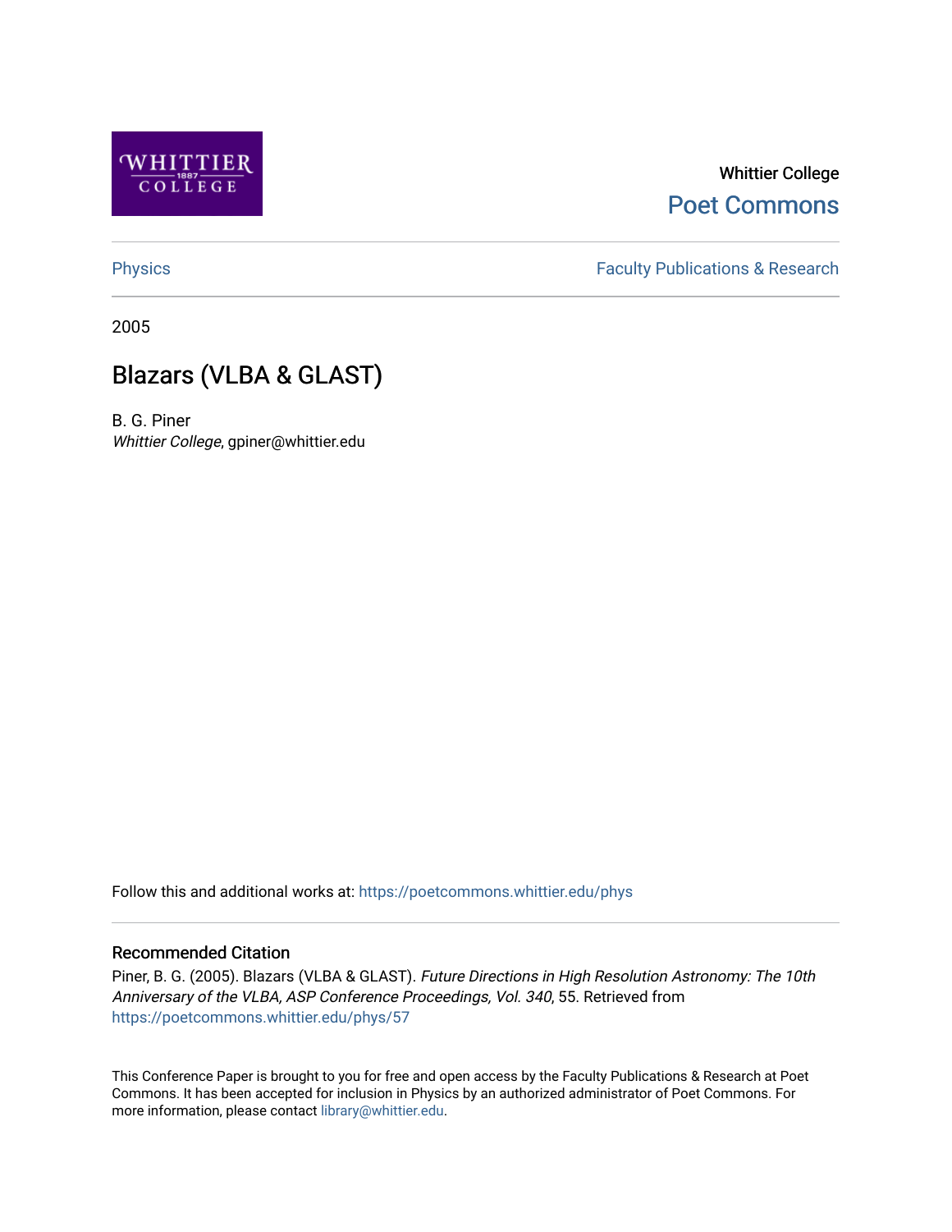Whittier College

Poet Commons

Physics

Faculty Publications & Research

2005

# Blazars (VLBA & GLAST)

B. G. Piner

*Whittier College*, gpiner@whittier.edu

Follow this and additional works at: https://poetcommons.whittier.edu/phys

## Recommended Citation

Piner, B. G. (2005). Blazars (VLBA & GLAST). *Future Directions in High Resolution Astronomy: The 10th Anniversary of the VLBA, ASP Conference Proceedings, Vol. 340*, 55. Retrieved from https://poetcommons.whittier.edu/phys/57

This Conference Paper is brought to you for free and open access by the Faculty Publications & Research at Poet Commons. It has been accepted for inclusion in Physics by an authorized administrator of Poet Commons. For more information, please contact library@whittier.edu.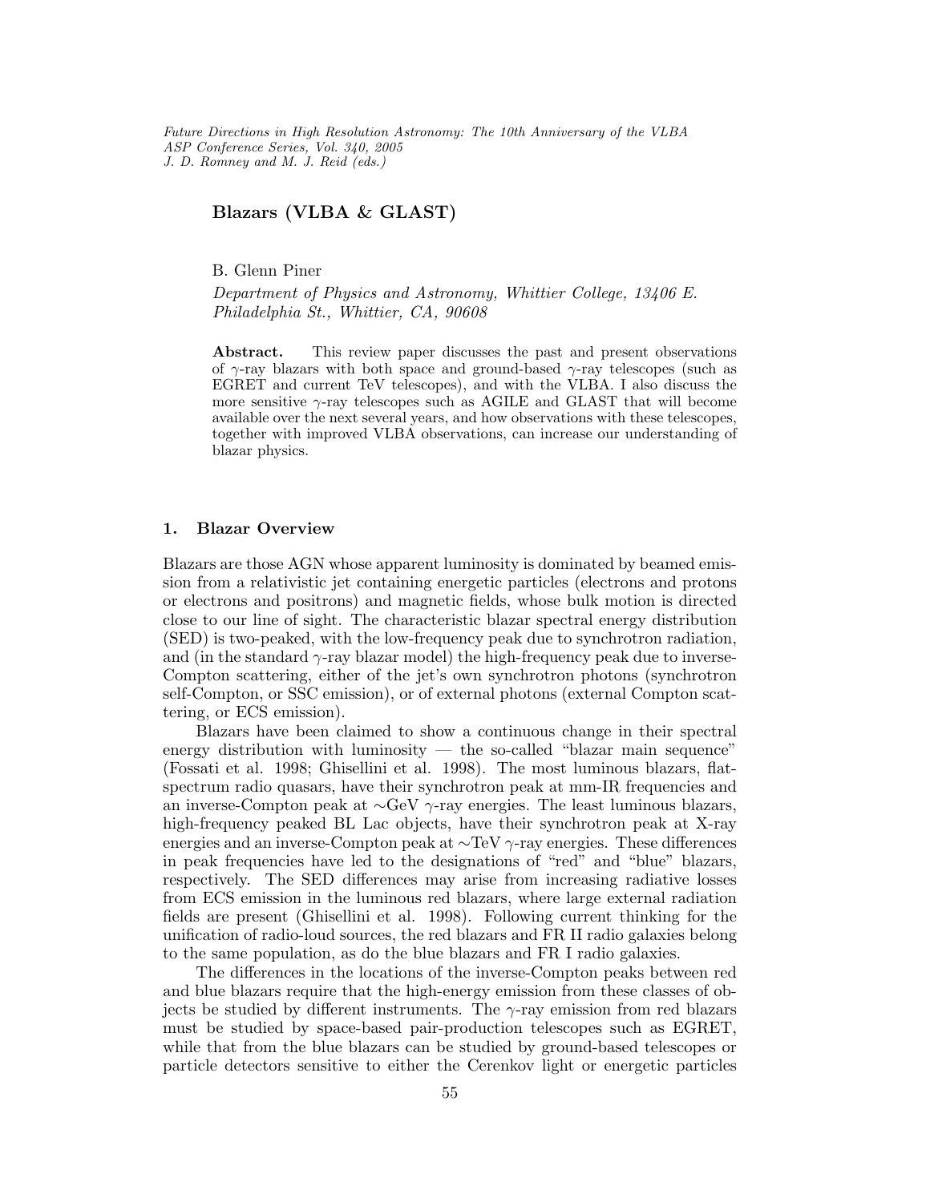*Future Directions in High Resolution Astronomy: The 10th Anniversary of the VLBA*
*ASP Conference Series, Vol. 340, 2005*
*J. D. Romney and M. J. Reid (eds.)*

# Blazars (VLBA & GLAST)

B. Glenn Piner

*Department of Physics and Astronomy, Whittier College, 13406 E. Philadelphia St., Whittier, CA, 90608*

**Abstract.** This review paper discusses the past and present observations of $\gamma$-ray blazars with both space and ground-based $\gamma$-ray telescopes (such as EGRET and current TeV telescopes), and with the VLBA. I also discuss the more sensitive $\gamma$-ray telescopes such as AGILE and GLAST that will become available over the next several years, and how observations with these telescopes, together with improved VLBA observations, can increase our understanding of blazar physics.

## 1. Blazar Overview

Blazars are those AGN whose apparent luminosity is dominated by beamed emission from a relativistic jet containing energetic particles (electrons and protons or electrons and positrons) and magnetic fields, whose bulk motion is directed close to our line of sight. The characteristic blazar spectral energy distribution (SED) is two-peaked, with the low-frequency peak due to synchrotron radiation, and (in the standard $\gamma$-ray blazar model) the high-frequency peak due to inverse-Compton scattering, either of the jet's own synchrotron photons (synchrotron self-Compton, or SSC emission), or of external photons (external Compton scattering, or ECS emission).

Blazars have been claimed to show a continuous change in their spectral energy distribution with luminosity — the so-called "blazar main sequence" (Fossati et al. 1998; Ghisellini et al. 1998). The most luminous blazars, flat-spectrum radio quasars, have their synchrotron peak at mm-IR frequencies and an inverse-Compton peak at $\sim$GeV $\gamma$-ray energies. The least luminous blazars, high-frequency peaked BL Lac objects, have their synchrotron peak at X-ray energies and an inverse-Compton peak at $\sim$TeV $\gamma$-ray energies. These differences in peak frequencies have led to the designations of "red" and "blue" blazars, respectively. The SED differences may arise from increasing radiative losses from ECS emission in the luminous red blazars, where large external radiation fields are present (Ghisellini et al. 1998). Following current thinking for the unification of radio-loud sources, the red blazars and FR II radio galaxies belong to the same population, as do the blue blazars and FR I radio galaxies.

The differences in the locations of the inverse-Compton peaks between red and blue blazars require that the high-energy emission from these classes of objects be studied by different instruments. The $\gamma$-ray emission from red blazars must be studied by space-based pair-production telescopes such as EGRET, while that from the blue blazars can be studied by ground-based telescopes or particle detectors sensitive to either the Cerenkov light or energetic particles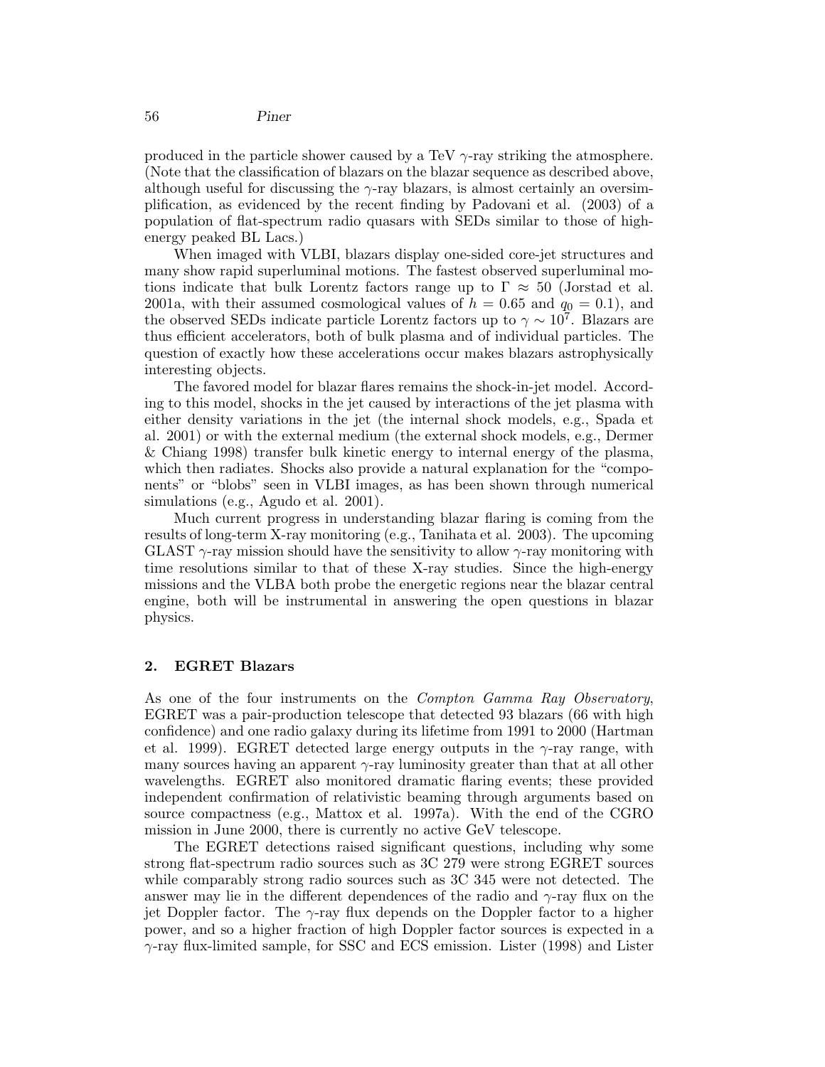produced in the particle shower caused by a TeV $\gamma$-ray striking the atmosphere. (Note that the classification of blazars on the blazar sequence as described above, although useful for discussing the $\gamma$-ray blazars, is almost certainly an oversimplification, as evidenced by the recent finding by Padovani et al. (2003) of a population of flat-spectrum radio quasars with SEDs similar to those of high-energy peaked BL Lacs.)

When imaged with VLBI, blazars display one-sided core-jet structures and many show rapid superluminal motions. The fastest observed superluminal motions indicate that bulk Lorentz factors range up to $\Gamma \approx 50$ (Jorstad et al. 2001a, with their assumed cosmological values of $h = 0.65$ and $q_0 = 0.1$), and the observed SEDs indicate particle Lorentz factors up to $\gamma \sim 10^7$. Blazars are thus efficient accelerators, both of bulk plasma and of individual particles. The question of exactly how these accelerations occur makes blazars astrophysically interesting objects.

The favored model for blazar flares remains the shock-in-jet model. According to this model, shocks in the jet caused by interactions of the jet plasma with either density variations in the jet (the internal shock models, e.g., Spada et al. 2001) or with the external medium (the external shock models, e.g., Dermer & Chiang 1998) transfer bulk kinetic energy to internal energy of the plasma, which then radiates. Shocks also provide a natural explanation for the "components" or "blobs" seen in VLBI images, as has been shown through numerical simulations (e.g., Agudo et al. 2001).

Much current progress in understanding blazar flaring is coming from the results of long-term X-ray monitoring (e.g., Tanihata et al. 2003). The upcoming GLAST $\gamma$-ray mission should have the sensitivity to allow $\gamma$-ray monitoring with time resolutions similar to that of these X-ray studies. Since the high-energy missions and the VLBA both probe the energetic regions near the blazar central engine, both will be instrumental in answering the open questions in blazar physics.

## 2. EGRET Blazars

As one of the four instruments on the *Compton Gamma Ray Observatory*, EGRET was a pair-production telescope that detected 93 blazars (66 with high confidence) and one radio galaxy during its lifetime from 1991 to 2000 (Hartman et al. 1999). EGRET detected large energy outputs in the $\gamma$-ray range, with many sources having an apparent $\gamma$-ray luminosity greater than that at all other wavelengths. EGRET also monitored dramatic flaring events; these provided independent confirmation of relativistic beaming through arguments based on source compactness (e.g., Mattox et al. 1997a). With the end of the CGRO mission in June 2000, there is currently no active GeV telescope.

The EGRET detections raised significant questions, including why some strong flat-spectrum radio sources such as 3C 279 were strong EGRET sources while comparably strong radio sources such as 3C 345 were not detected. The answer may lie in the different dependences of the radio and $\gamma$-ray flux on the jet Doppler factor. The $\gamma$-ray flux depends on the Doppler factor to a higher power, and so a higher fraction of high Doppler factor sources is expected in a $\gamma$-ray flux-limited sample, for SSC and ECS emission. Lister (1998) and Lister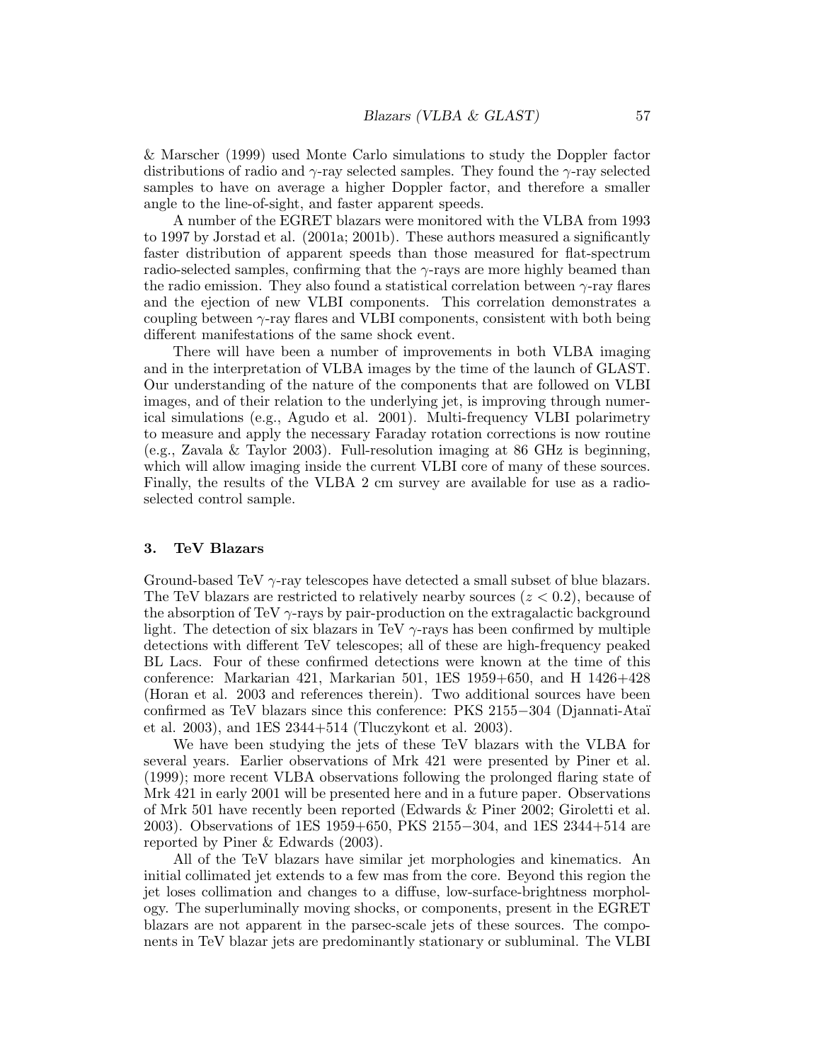& Marscher (1999) used Monte Carlo simulations to study the Doppler factor distributions of radio and $\gamma$-ray selected samples. They found the $\gamma$-ray selected samples to have on average a higher Doppler factor, and therefore a smaller angle to the line-of-sight, and faster apparent speeds.

A number of the EGRET blazars were monitored with the VLBA from 1993 to 1997 by Jorstad et al. (2001a; 2001b). These authors measured a significantly faster distribution of apparent speeds than those measured for flat-spectrum radio-selected samples, confirming that the $\gamma$-rays are more highly beamed than the radio emission. They also found a statistical correlation between $\gamma$-ray flares and the ejection of new VLBI components. This correlation demonstrates a coupling between $\gamma$-ray flares and VLBI components, consistent with both being different manifestations of the same shock event.

There will have been a number of improvements in both VLBA imaging and in the interpretation of VLBA images by the time of the launch of GLAST. Our understanding of the nature of the components that are followed on VLBI images, and of their relation to the underlying jet, is improving through numerical simulations (e.g., Agudo et al. 2001). Multi-frequency VLBI polarimetry to measure and apply the necessary Faraday rotation corrections is now routine (e.g., Zavala & Taylor 2003). Full-resolution imaging at 86 GHz is beginning, which will allow imaging inside the current VLBI core of many of these sources. Finally, the results of the VLBA 2 cm survey are available for use as a radio-selected control sample.

## 3. TeV Blazars

Ground-based TeV $\gamma$-ray telescopes have detected a small subset of blue blazars. The TeV blazars are restricted to relatively nearby sources ($z < 0.2$), because of the absorption of TeV $\gamma$-rays by pair-production on the extragalactic background light. The detection of six blazars in TeV $\gamma$-rays has been confirmed by multiple detections with different TeV telescopes; all of these are high-frequency peaked BL Lacs. Four of these confirmed detections were known at the time of this conference: Markarian 421, Markarian 501, 1ES 1959+650, and H 1426+428 (Horan et al. 2003 and references therein). Two additional sources have been confirmed as TeV blazars since this conference: PKS 2155−304 (Djannati-Ataï et al. 2003), and 1ES 2344+514 (Tluczykont et al. 2003).

We have been studying the jets of these TeV blazars with the VLBA for several years. Earlier observations of Mrk 421 were presented by Piner et al. (1999); more recent VLBA observations following the prolonged flaring state of Mrk 421 in early 2001 will be presented here and in a future paper. Observations of Mrk 501 have recently been reported (Edwards & Piner 2002; Giroletti et al. 2003). Observations of 1ES 1959+650, PKS 2155−304, and 1ES 2344+514 are reported by Piner & Edwards (2003).

All of the TeV blazars have similar jet morphologies and kinematics. An initial collimated jet extends to a few mas from the core. Beyond this region the jet loses collimation and changes to a diffuse, low-surface-brightness morphology. The superluminally moving shocks, or components, present in the EGRET blazars are not apparent in the parsec-scale jets of these sources. The components in TeV blazar jets are predominantly stationary or subluminal. The VLBI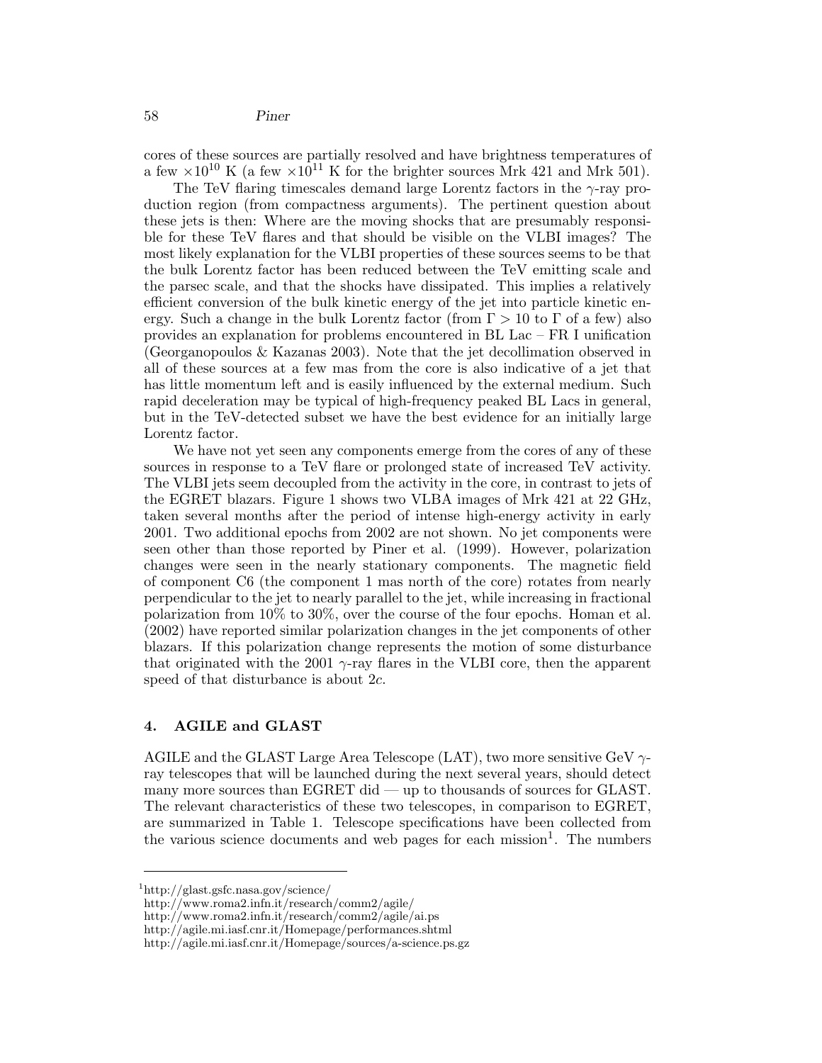cores of these sources are partially resolved and have brightness temperatures of a few $\times 10^{10}$ K (a few $\times 10^{11}$ K for the brighter sources Mrk 421 and Mrk 501).

The TeV flaring timescales demand large Lorentz factors in the $\gamma$-ray production region (from compactness arguments). The pertinent question about these jets is then: Where are the moving shocks that are presumably responsible for these TeV flares and that should be visible on the VLBI images? The most likely explanation for the VLBI properties of these sources seems to be that the bulk Lorentz factor has been reduced between the TeV emitting scale and the parsec scale, and that the shocks have dissipated. This implies a relatively efficient conversion of the bulk kinetic energy of the jet into particle kinetic energy. Such a change in the bulk Lorentz factor (from $\Gamma > 10$ to $\Gamma$ of a few) also provides an explanation for problems encountered in BL Lac – FR I unification (Georganopoulos & Kazanas 2003). Note that the jet decollimation observed in all of these sources at a few mas from the core is also indicative of a jet that has little momentum left and is easily influenced by the external medium. Such rapid deceleration may be typical of high-frequency peaked BL Lacs in general, but in the TeV-detected subset we have the best evidence for an initially large Lorentz factor.

We have not yet seen any components emerge from the cores of any of these sources in response to a TeV flare or prolonged state of increased TeV activity. The VLBI jets seem decoupled from the activity in the core, in contrast to jets of the EGRET blazars. Figure 1 shows two VLBA images of Mrk 421 at 22 GHz, taken several months after the period of intense high-energy activity in early 2001. Two additional epochs from 2002 are not shown. No jet components were seen other than those reported by Piner et al. (1999). However, polarization changes were seen in the nearly stationary components. The magnetic field of component C6 (the component 1 mas north of the core) rotates from nearly perpendicular to the jet to nearly parallel to the jet, while increasing in fractional polarization from 10% to 30%, over the course of the four epochs. Homan et al. (2002) have reported similar polarization changes in the jet components of other blazars. If this polarization change represents the motion of some disturbance that originated with the 2001 $\gamma$-ray flares in the VLBI core, then the apparent speed of that disturbance is about $2c$.

## 4. AGILE and GLAST

AGILE and the GLAST Large Area Telescope (LAT), two more sensitive GeV $\gamma$-ray telescopes that will be launched during the next several years, should detect many more sources than EGRET did — up to thousands of sources for GLAST. The relevant characteristics of these two telescopes, in comparison to EGRET, are summarized in Table 1. Telescope specifications have been collected from the various science documents and web pages for each mission[1]. The numbers

[1] http://glast.gsfc.nasa.gov/science/
http://www.roma2.infn.it/research/comm2/agile/
http://www.roma2.infn.it/research/comm2/agile/ai.ps
http://agile.mi.iasf.cnr.it/Homepage/performances.shtml
http://agile.mi.iasf.cnr.it/Homepage/sources/a-science.ps.gz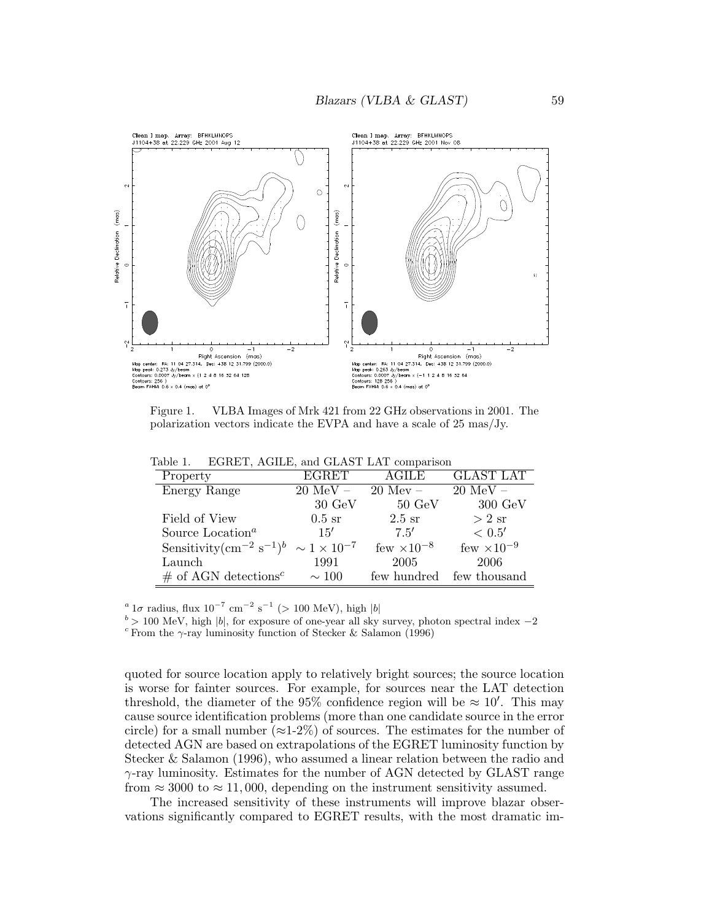Figure 1. VLBA Images of Mrk 421 from 22 GHz observations in 2001. The polarization vectors indicate the EVPA and have a scale of 25 mas/Jy.

Table 1. EGRET, AGILE, and GLAST LAT comparison

| Property | EGRET | AGILE | GLAST LAT |
|---|---|---|---|
| Energy Range | 20 MeV – 30 GeV | 20 Mev – 50 GeV | 20 MeV – 300 GeV |
| Field of View | 0.5 sr | 2.5 sr | > 2 sr |
| Source Location[a] | 15′ | 7.5′ | < 0.5′ |
| Sensitivity($\mathrm{cm}^{-2}\ \mathrm{s}^{-1}$)[b] | $\sim 1 \times 10^{-7}$ | few $\times 10^{-8}$ | few $\times 10^{-9}$ |
| Launch | 1991 | 2005 | 2006 |
| # of AGN detections[c] | $\sim 100$ | few hundred | few thousand |

[a] $1\sigma$ radius, flux $10^{-7}\ \mathrm{cm}^{-2}\ \mathrm{s}^{-1}$ (> 100 MeV), high $|b|$
[b] > 100 MeV, high $|b|$, for exposure of one-year all sky survey, photon spectral index $-2$
[c] From the $\gamma$-ray luminosity function of Stecker & Salamon (1996)

quoted for source location apply to relatively bright sources; the source location is worse for fainter sources. For example, for sources near the LAT detection threshold, the diameter of the 95% confidence region will be $\approx 10'$. This may cause source identification problems (more than one candidate source in the error circle) for a small number ($\approx$1-2%) of sources. The estimates for the number of detected AGN are based on extrapolations of the EGRET luminosity function by Stecker & Salamon (1996), who assumed a linear relation between the radio and $\gamma$-ray luminosity. Estimates for the number of AGN detected by GLAST range from $\approx 3000$ to $\approx 11,000$, depending on the instrument sensitivity assumed.

The increased sensitivity of these instruments will improve blazar observations significantly compared to EGRET results, with the most dramatic im-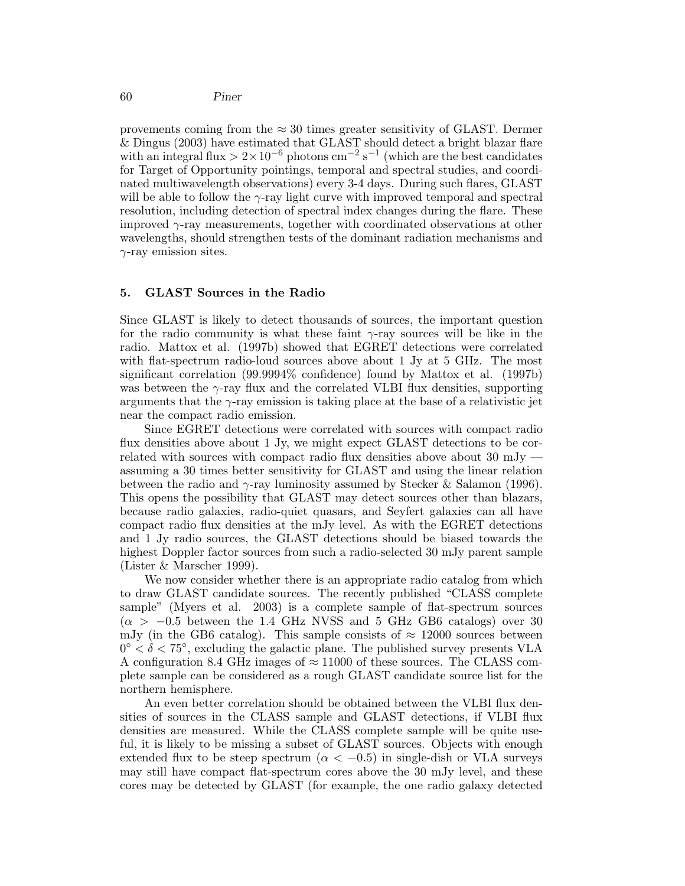provements coming from the $\approx 30$ times greater sensitivity of GLAST. Dermer & Dingus (2003) have estimated that GLAST should detect a bright blazar flare with an integral flux $> 2\times10^{-6}$ photons cm$^{-2}$ s$^{-1}$ (which are the best candidates for Target of Opportunity pointings, temporal and spectral studies, and coordinated multiwavelength observations) every 3-4 days. During such flares, GLAST will be able to follow the $\gamma$-ray light curve with improved temporal and spectral resolution, including detection of spectral index changes during the flare. These improved $\gamma$-ray measurements, together with coordinated observations at other wavelengths, should strengthen tests of the dominant radiation mechanisms and $\gamma$-ray emission sites.

## 5. GLAST Sources in the Radio

Since GLAST is likely to detect thousands of sources, the important question for the radio community is what these faint $\gamma$-ray sources will be like in the radio. Mattox et al. (1997b) showed that EGRET detections were correlated with flat-spectrum radio-loud sources above about 1 Jy at 5 GHz. The most significant correlation (99.9994% confidence) found by Mattox et al. (1997b) was between the $\gamma$-ray flux and the correlated VLBI flux densities, supporting arguments that the $\gamma$-ray emission is taking place at the base of a relativistic jet near the compact radio emission.

Since EGRET detections were correlated with sources with compact radio flux densities above about 1 Jy, we might expect GLAST detections to be correlated with sources with compact radio flux densities above about 30 mJy — assuming a 30 times better sensitivity for GLAST and using the linear relation between the radio and $\gamma$-ray luminosity assumed by Stecker & Salamon (1996). This opens the possibility that GLAST may detect sources other than blazars, because radio galaxies, radio-quiet quasars, and Seyfert galaxies can all have compact radio flux densities at the mJy level. As with the EGRET detections and 1 Jy radio sources, the GLAST detections should be biased towards the highest Doppler factor sources from such a radio-selected 30 mJy parent sample (Lister & Marscher 1999).

We now consider whether there is an appropriate radio catalog from which to draw GLAST candidate sources. The recently published "CLASS complete sample" (Myers et al. 2003) is a complete sample of flat-spectrum sources ($\alpha > -0.5$ between the 1.4 GHz NVSS and 5 GHz GB6 catalogs) over 30 mJy (in the GB6 catalog). This sample consists of $\approx 12000$ sources between $0^\circ < \delta < 75^\circ$, excluding the galactic plane. The published survey presents VLA A configuration 8.4 GHz images of $\approx 11000$ of these sources. The CLASS complete sample can be considered as a rough GLAST candidate source list for the northern hemisphere.

An even better correlation should be obtained between the VLBI flux densities of sources in the CLASS sample and GLAST detections, if VLBI flux densities are measured. While the CLASS complete sample will be quite useful, it is likely to be missing a subset of GLAST sources. Objects with enough extended flux to be steep spectrum ($\alpha < -0.5$) in single-dish or VLA surveys may still have compact flat-spectrum cores above the 30 mJy level, and these cores may be detected by GLAST (for example, the one radio galaxy detected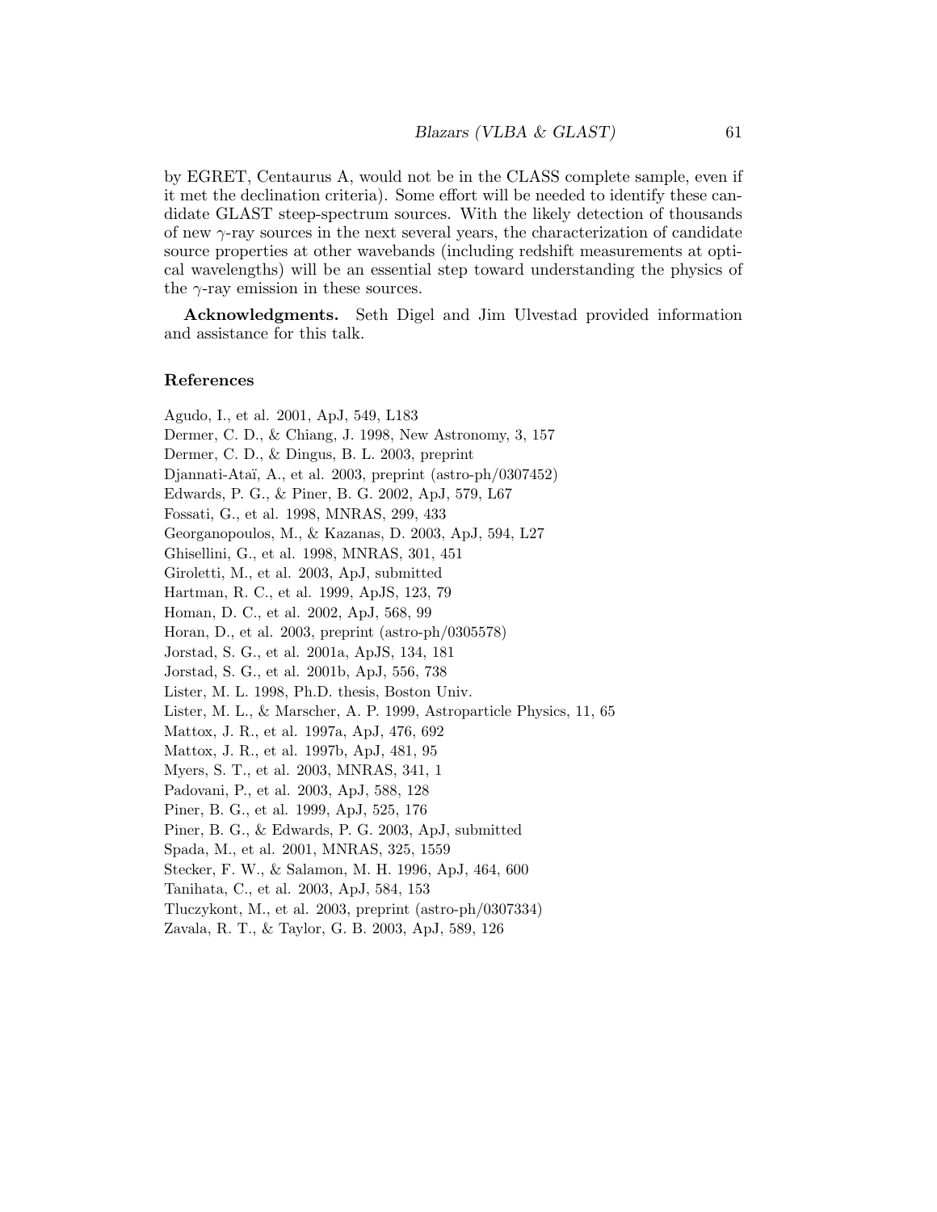by EGRET, Centaurus A, would not be in the CLASS complete sample, even if it met the declination criteria). Some effort will be needed to identify these candidate GLAST steep-spectrum sources. With the likely detection of thousands of new $\gamma$-ray sources in the next several years, the characterization of candidate source properties at other wavebands (including redshift measurements at optical wavelengths) will be an essential step toward understanding the physics of the $\gamma$-ray emission in these sources.

**Acknowledgments.** Seth Digel and Jim Ulvestad provided information and assistance for this talk.

## References

Agudo, I., et al. 2001, ApJ, 549, L183
Dermer, C. D., & Chiang, J. 1998, New Astronomy, 3, 157
Dermer, C. D., & Dingus, B. L. 2003, preprint
Djannati-Ataï, A., et al. 2003, preprint (astro-ph/0307452)
Edwards, P. G., & Piner, B. G. 2002, ApJ, 579, L67
Fossati, G., et al. 1998, MNRAS, 299, 433
Georganopoulos, M., & Kazanas, D. 2003, ApJ, 594, L27
Ghisellini, G., et al. 1998, MNRAS, 301, 451
Giroletti, M., et al. 2003, ApJ, submitted
Hartman, R. C., et al. 1999, ApJS, 123, 79
Homan, D. C., et al. 2002, ApJ, 568, 99
Horan, D., et al. 2003, preprint (astro-ph/0305578)
Jorstad, S. G., et al. 2001a, ApJS, 134, 181
Jorstad, S. G., et al. 2001b, ApJ, 556, 738
Lister, M. L. 1998, Ph.D. thesis, Boston Univ.
Lister, M. L., & Marscher, A. P. 1999, Astroparticle Physics, 11, 65
Mattox, J. R., et al. 1997a, ApJ, 476, 692
Mattox, J. R., et al. 1997b, ApJ, 481, 95
Myers, S. T., et al. 2003, MNRAS, 341, 1
Padovani, P., et al. 2003, ApJ, 588, 128
Piner, B. G., et al. 1999, ApJ, 525, 176
Piner, B. G., & Edwards, P. G. 2003, ApJ, submitted
Spada, M., et al. 2001, MNRAS, 325, 1559
Stecker, F. W., & Salamon, M. H. 1996, ApJ, 464, 600
Tanihata, C., et al. 2003, ApJ, 584, 153
Tluczykont, M., et al. 2003, preprint (astro-ph/0307334)
Zavala, R. T., & Taylor, G. B. 2003, ApJ, 589, 126